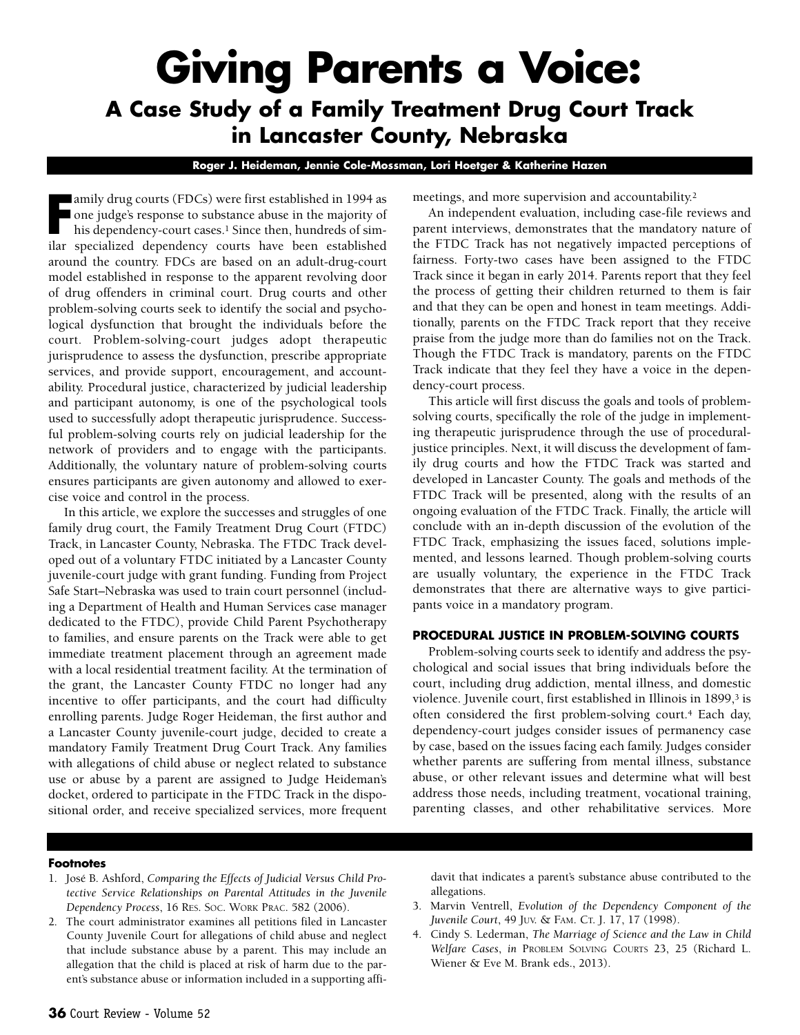# Giving Parents a Voice:

## A Case Study of a Family Treatment Drug Court Track in Lancaster County, Nebraska

**Roger J. Heideman, Jennie Cole-Mossman, Lori Hoetger & Katherine Hazen**

Family drug courts (FDCs) were first established in 1994 as one judge's response to substance abuse in the majority of his dependency-court cases.[1] Since then, hundreds of similar specialized dependency courts have been established around the country. FDCs are based on an adult-drug-court model established in response to the apparent revolving door of drug offenders in criminal court. Drug courts and other problem-solving courts seek to identify the social and psychological dysfunction that brought the individuals before the court. Problem-solving-court judges adopt therapeutic jurisprudence to assess the dysfunction, prescribe appropriate services, and provide support, encouragement, and accountability. Procedural justice, characterized by judicial leadership and participant autonomy, is one of the psychological tools used to successfully adopt therapeutic jurisprudence. Successful problem-solving courts rely on judicial leadership for the network of providers and to engage with the participants. Additionally, the voluntary nature of problem-solving courts ensures participants are given autonomy and allowed to exercise voice and control in the process.

In this article, we explore the successes and struggles of one family drug court, the Family Treatment Drug Court (FTDC) Track, in Lancaster County, Nebraska. The FTDC Track developed out of a voluntary FTDC initiated by a Lancaster County juvenile-court judge with grant funding. Funding from Project Safe Start–Nebraska was used to train court personnel (including a Department of Health and Human Services case manager dedicated to the FTDC), provide Child Parent Psychotherapy to families, and ensure parents on the Track were able to get immediate treatment placement through an agreement made with a local residential treatment facility. At the termination of the grant, the Lancaster County FTDC no longer had any incentive to offer participants, and the court had difficulty enrolling parents. Judge Roger Heideman, the first author and a Lancaster County juvenile-court judge, decided to create a mandatory Family Treatment Drug Court Track. Any families with allegations of child abuse or neglect related to substance use or abuse by a parent are assigned to Judge Heideman's docket, ordered to participate in the FTDC Track in the dispositional order, and receive specialized services, more frequent meetings, and more supervision and accountability.[2]

An independent evaluation, including case-file reviews and parent interviews, demonstrates that the mandatory nature of the FTDC Track has not negatively impacted perceptions of fairness. Forty-two cases have been assigned to the FTDC Track since it began in early 2014. Parents report that they feel the process of getting their children returned to them is fair and that they can be open and honest in team meetings. Additionally, parents on the FTDC Track report that they receive praise from the judge more than do families not on the Track. Though the FTDC Track is mandatory, parents on the FTDC Track indicate that they feel they have a voice in the dependency-court process.

This article will first discuss the goals and tools of problem-solving courts, specifically the role of the judge in implementing therapeutic jurisprudence through the use of procedural-justice principles. Next, it will discuss the development of family drug courts and how the FTDC Track was started and developed in Lancaster County. The goals and methods of the FTDC Track will be presented, along with the results of an ongoing evaluation of the FTDC Track. Finally, the article will conclude with an in-depth discussion of the evolution of the FTDC Track, emphasizing the issues faced, solutions implemented, and lessons learned. Though problem-solving courts are usually voluntary, the experience in the FTDC Track demonstrates that there are alternative ways to give participants voice in a mandatory program.

### PROCEDURAL JUSTICE IN PROBLEM-SOLVING COURTS

Problem-solving courts seek to identify and address the psychological and social issues that bring individuals before the court, including drug addiction, mental illness, and domestic violence. Juvenile court, first established in Illinois in 1899,[3] is often considered the first problem-solving court.[4] Each day, dependency-court judges consider issues of permanency case by case, based on the issues facing each family. Judges consider whether parents are suffering from mental illness, substance abuse, or other relevant issues and determine what will best address those needs, including treatment, vocational training, parenting classes, and other rehabilitative services. More

---

**Footnotes**

1. José B. Ashford, *Comparing the Effects of Judicial Versus Child Protective Service Relationships on Parental Attitudes in the Juvenile Dependency Process*, 16 Res. Soc. Work Prac. 582 (2006).
2. The court administrator examines all petitions filed in Lancaster County Juvenile Court for allegations of child abuse and neglect that include substance abuse by a parent. This may include an allegation that the child is placed at risk of harm due to the parent's substance abuse or information included in a supporting affidavit that indicates a parent's substance abuse contributed to the allegations.
3. Marvin Ventrell, *Evolution of the Dependency Component of the Juvenile Court*, 49 Juv. & Fam. Ct. J. 17, 17 (1998).
4. Cindy S. Lederman, *The Marriage of Science and the Law in Child Welfare Cases*, *in* Problem Solving Courts 23, 25 (Richard L. Wiener & Eve M. Brank eds., 2013).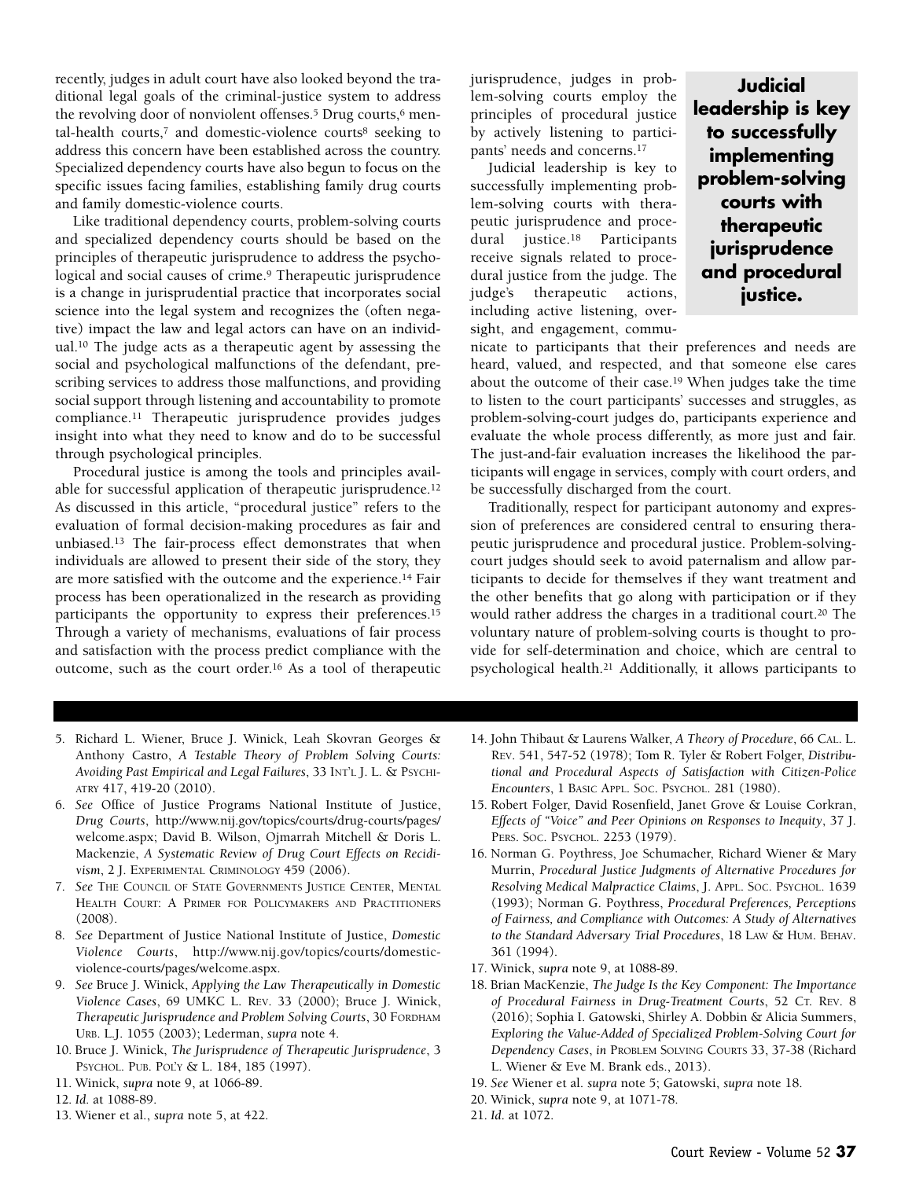recently, judges in adult court have also looked beyond the traditional legal goals of the criminal-justice system to address the revolving door of nonviolent offenses.[5] Drug courts,[6] mental-health courts,[7] and domestic-violence courts[8] seeking to address this concern have been established across the country. Specialized dependency courts have also begun to focus on the specific issues facing families, establishing family drug courts and family domestic-violence courts.

Like traditional dependency courts, problem-solving courts and specialized dependency courts should be based on the principles of therapeutic jurisprudence to address the psychological and social causes of crime.[9] Therapeutic jurisprudence is a change in jurisprudential practice that incorporates social science into the legal system and recognizes the (often negative) impact the law and legal actors can have on an individual.[10] The judge acts as a therapeutic agent by assessing the social and psychological malfunctions of the defendant, prescribing services to address those malfunctions, and providing social support through listening and accountability to promote compliance.[11] Therapeutic jurisprudence provides judges insight into what they need to know and do to be successful through psychological principles.

Procedural justice is among the tools and principles available for successful application of therapeutic jurisprudence.[12] As discussed in this article, "procedural justice" refers to the evaluation of formal decision-making procedures as fair and unbiased.[13] The fair-process effect demonstrates that when individuals are allowed to present their side of the story, they are more satisfied with the outcome and the experience.[14] Fair process has been operationalized in the research as providing participants the opportunity to express their preferences.[15] Through a variety of mechanisms, evaluations of fair process and satisfaction with the process predict compliance with the outcome, such as the court order.[16] As a tool of therapeutic jurisprudence, judges in problem-solving courts employ the principles of procedural justice by actively listening to participants' needs and concerns.[17]

**Judicial leadership is key to successfully implementing problem-solving courts with therapeutic jurisprudence and procedural justice.**

Judicial leadership is key to successfully implementing problem-solving courts with therapeutic jurisprudence and procedural justice.[18] Participants receive signals related to procedural justice from the judge. The judge's therapeutic actions, including active listening, oversight, and engagement, communicate to participants that their preferences and needs are heard, valued, and respected, and that someone else cares about the outcome of their case.[19] When judges take the time to listen to the court participants' successes and struggles, as problem-solving-court judges do, participants experience and evaluate the whole process differently, as more just and fair. The just-and-fair evaluation increases the likelihood the participants will engage in services, comply with court orders, and be successfully discharged from the court.

Traditionally, respect for participant autonomy and expression of preferences are considered central to ensuring therapeutic jurisprudence and procedural justice. Problem-solving-court judges should seek to avoid paternalism and allow participants to decide for themselves if they want treatment and the other benefits that go along with participation or if they would rather address the charges in a traditional court.[20] The voluntary nature of problem-solving courts is thought to provide for self-determination and choice, which are central to psychological health.[21] Additionally, it allows participants to

---

5. Richard L. Wiener, Bruce J. Winick, Leah Skovran Georges & Anthony Castro, *A Testable Theory of Problem Solving Courts: Avoiding Past Empirical and Legal Failures*, 33 INT'L J. L. & PSYCHIATRY 417, 419-20 (2010).
6. *See* Office of Justice Programs National Institute of Justice, *Drug Courts*, http://www.nij.gov/topics/courts/drug-courts/pages/welcome.aspx; David B. Wilson, Ojmarrah Mitchell & Doris L. Mackenzie, *A Systematic Review of Drug Court Effects on Recidivism*, 2 J. EXPERIMENTAL CRIMINOLOGY 459 (2006).
7. *See* THE COUNCIL OF STATE GOVERNMENTS JUSTICE CENTER, MENTAL HEALTH COURT: A PRIMER FOR POLICYMAKERS AND PRACTITIONERS (2008).
8. *See* Department of Justice National Institute of Justice, *Domestic Violence Courts*, http://www.nij.gov/topics/courts/domestic-violence-courts/pages/welcome.aspx.
9. *See* Bruce J. Winick, *Applying the Law Therapeutically in Domestic Violence Cases*, 69 UMKC L. REV. 33 (2000); Bruce J. Winick, *Therapeutic Jurisprudence and Problem Solving Courts*, 30 FORDHAM URB. L.J. 1055 (2003); Lederman, *supra* note 4.
10. Bruce J. Winick, *The Jurisprudence of Therapeutic Jurisprudence*, 3 PSYCHOL. PUB. POL'Y & L. 184, 185 (1997).
11. Winick, *supra* note 9, at 1066-89.
12. *Id.* at 1088-89.
13. Wiener et al., *supra* note 5, at 422.
14. John Thibaut & Laurens Walker, *A Theory of Procedure*, 66 CAL. L. REV. 541, 547-52 (1978); Tom R. Tyler & Robert Folger, *Distributional and Procedural Aspects of Satisfaction with Citizen-Police Encounters*, 1 BASIC APPL. SOC. PSYCHOL. 281 (1980).
15. Robert Folger, David Rosenfield, Janet Grove & Louise Corkran, *Effects of "Voice" and Peer Opinions on Responses to Inequity*, 37 J. PERS. SOC. PSYCHOL. 2253 (1979).
16. Norman G. Poythress, Joe Schumacher, Richard Wiener & Mary Murrin, *Procedural Justice Judgments of Alternative Procedures for Resolving Medical Malpractice Claims*, J. APPL. SOC. PSYCHOL. 1639 (1993); Norman G. Poythress, *Procedural Preferences, Perceptions of Fairness, and Compliance with Outcomes: A Study of Alternatives to the Standard Adversary Trial Procedures*, 18 LAW & HUM. BEHAV. 361 (1994).
17. Winick, *supra* note 9, at 1088-89.
18. Brian MacKenzie, *The Judge Is the Key Component: The Importance of Procedural Fairness in Drug-Treatment Courts*, 52 CT. REV. 8 (2016); Sophia I. Gatowski, Shirley A. Dobbin & Alicia Summers, *Exploring the Value-Added of Specialized Problem-Solving Court for Dependency Cases*, *in* PROBLEM SOLVING COURTS 33, 37-38 (Richard L. Wiener & Eve M. Brank eds., 2013).
19. *See* Wiener et al. *supra* note 5; Gatowski, *supra* note 18.
20. Winick, *supra* note 9, at 1071-78.
21. *Id.* at 1072.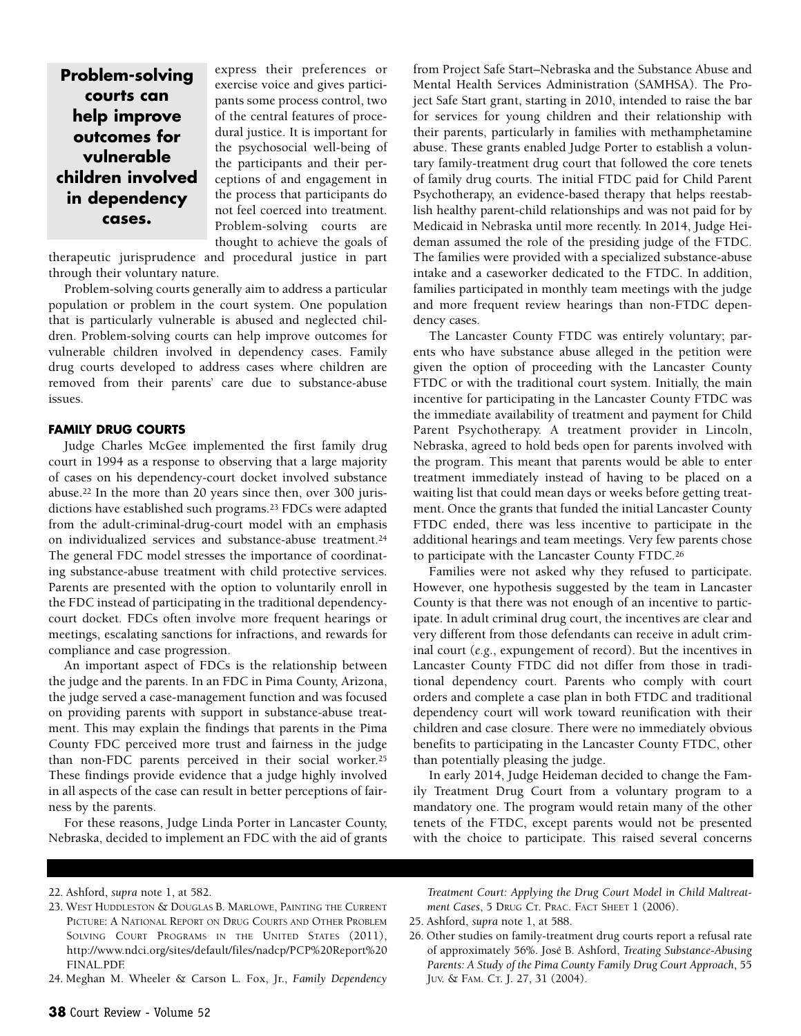**Problem-solving courts can help improve outcomes for vulnerable children involved in dependency cases.**

express their preferences or exercise voice and gives participants some process control, two of the central features of procedural justice. It is important for the psychosocial well-being of the participants and their perceptions of and engagement in the process that participants do not feel coerced into treatment. Problem-solving courts are thought to achieve the goals of therapeutic jurisprudence and procedural justice in part through their voluntary nature.

Problem-solving courts generally aim to address a particular population or problem in the court system. One population that is particularly vulnerable is abused and neglected children. Problem-solving courts can help improve outcomes for vulnerable children involved in dependency cases. Family drug courts developed to address cases where children are removed from their parents' care due to substance-abuse issues.

### FAMILY DRUG COURTS

Judge Charles McGee implemented the first family drug court in 1994 as a response to observing that a large majority of cases on his dependency-court docket involved substance abuse.[22] In the more than 20 years since then, over 300 jurisdictions have established such programs.[23] FDCs were adapted from the adult-criminal-drug-court model with an emphasis on individualized services and substance-abuse treatment.[24] The general FDC model stresses the importance of coordinating substance-abuse treatment with child protective services. Parents are presented with the option to voluntarily enroll in the FDC instead of participating in the traditional dependency-court docket. FDCs often involve more frequent hearings or meetings, escalating sanctions for infractions, and rewards for compliance and case progression.

An important aspect of FDCs is the relationship between the judge and the parents. In an FDC in Pima County, Arizona, the judge served a case-management function and was focused on providing parents with support in substance-abuse treatment. This may explain the findings that parents in the Pima County FDC perceived more trust and fairness in the judge than non-FDC parents perceived in their social worker.[25] These findings provide evidence that a judge highly involved in all aspects of the case can result in better perceptions of fairness by the parents.

For these reasons, Judge Linda Porter in Lancaster County, Nebraska, decided to implement an FDC with the aid of grants from Project Safe Start–Nebraska and the Substance Abuse and Mental Health Services Administration (SAMHSA). The Project Safe Start grant, starting in 2010, intended to raise the bar for services for young children and their relationship with their parents, particularly in families with methamphetamine abuse. These grants enabled Judge Porter to establish a voluntary family-treatment drug court that followed the core tenets of family drug courts. The initial FTDC paid for Child Parent Psychotherapy, an evidence-based therapy that helps reestablish healthy parent-child relationships and was not paid for by Medicaid in Nebraska until more recently. In 2014, Judge Heideman assumed the role of the presiding judge of the FTDC. The families were provided with a specialized substance-abuse intake and a caseworker dedicated to the FTDC. In addition, families participated in monthly team meetings with the judge and more frequent review hearings than non-FTDC dependency cases.

The Lancaster County FTDC was entirely voluntary; parents who have substance abuse alleged in the petition were given the option of proceeding with the Lancaster County FTDC or with the traditional court system. Initially, the main incentive for participating in the Lancaster County FTDC was the immediate availability of treatment and payment for Child Parent Psychotherapy. A treatment provider in Lincoln, Nebraska, agreed to hold beds open for parents involved with the program. This meant that parents would be able to enter treatment immediately instead of having to be placed on a waiting list that could mean days or weeks before getting treatment. Once the grants that funded the initial Lancaster County FTDC ended, there was less incentive to participate in the additional hearings and team meetings. Very few parents chose to participate with the Lancaster County FTDC.[26]

Families were not asked why they refused to participate. However, one hypothesis suggested by the team in Lancaster County is that there was not enough of an incentive to participate. In adult criminal drug court, the incentives are clear and very different from those defendants can receive in adult criminal court (*e.g.*, expungement of record). But the incentives in Lancaster County FTDC did not differ from those in traditional dependency court. Parents who comply with court orders and complete a case plan in both FTDC and traditional dependency court will work toward reunification with their children and case closure. There were no immediately obvious benefits to participating in the Lancaster County FTDC, other than potentially pleasing the judge.

In early 2014, Judge Heideman decided to change the Family Treatment Drug Court from a voluntary program to a mandatory one. The program would retain many of the other tenets of the FTDC, except parents would not be presented with the choice to participate. This raised several concerns

---

22. Ashford, *supra* note 1, at 582.
23. West Huddleston & Douglas B. Marlowe, Painting the Current Picture: A National Report on Drug Courts and Other Problem Solving Court Programs in the United States (2011), http://www.ndci.org/sites/default/files/nadcp/PCP%20Report%20FINAL.PDF.
24. Meghan M. Wheeler & Carson L. Fox, Jr., *Family Dependency Treatment Court: Applying the Drug Court Model in Child Maltreatment Cases*, 5 Drug Ct. Prac. Fact Sheet 1 (2006).
25. Ashford, *supra* note 1, at 588.
26. Other studies on family-treatment drug courts report a refusal rate of approximately 56%. José B. Ashford, *Treating Substance-Abusing Parents: A Study of the Pima County Family Drug Court Approach*, 55 Juv. & Fam. Ct. J. 27, 31 (2004).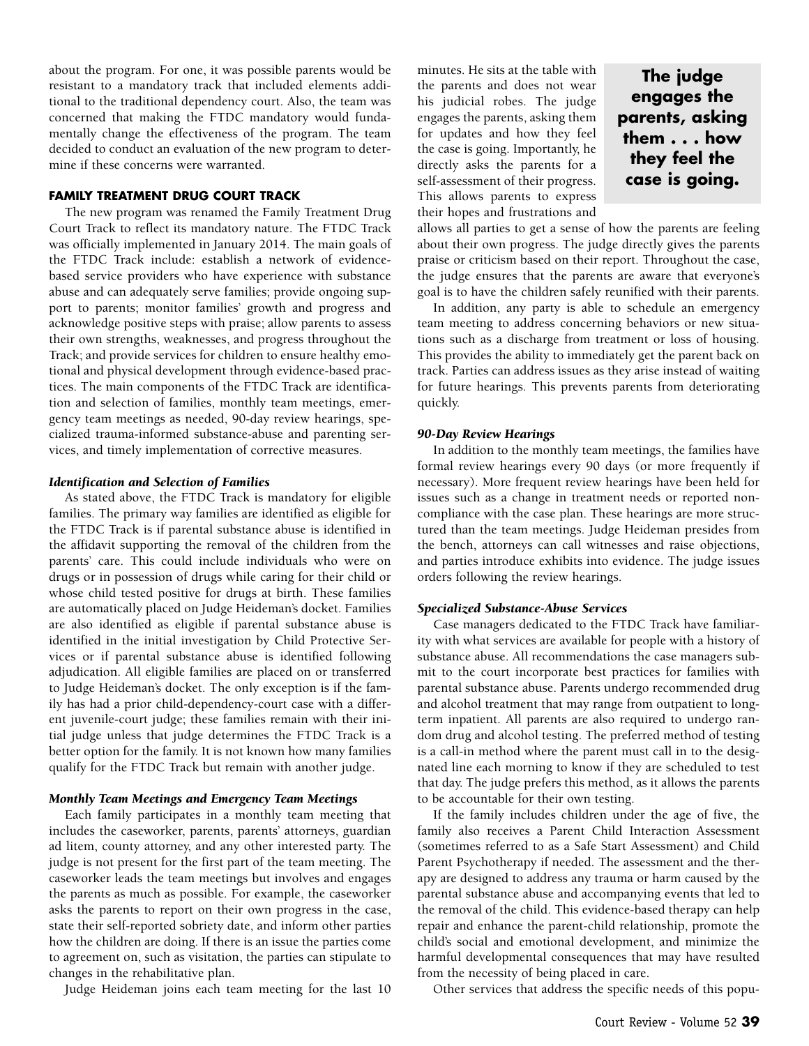about the program. For one, it was possible parents would be resistant to a mandatory track that included elements additional to the traditional dependency court. Also, the team was concerned that making the FTDC mandatory would fundamentally change the effectiveness of the program. The team decided to conduct an evaluation of the new program to determine if these concerns were warranted.

### FAMILY TREATMENT DRUG COURT TRACK

The new program was renamed the Family Treatment Drug Court Track to reflect its mandatory nature. The FTDC Track was officially implemented in January 2014. The main goals of the FTDC Track include: establish a network of evidence-based service providers who have experience with substance abuse and can adequately serve families; provide ongoing support to parents; monitor families' growth and progress and acknowledge positive steps with praise; allow parents to assess their own strengths, weaknesses, and progress throughout the Track; and provide services for children to ensure healthy emotional and physical development through evidence-based practices. The main components of the FTDC Track are identification and selection of families, monthly team meetings, emergency team meetings as needed, 90-day review hearings, specialized trauma-informed substance-abuse and parenting services, and timely implementation of corrective measures.

#### *Identification and Selection of Families*

As stated above, the FTDC Track is mandatory for eligible families. The primary way families are identified as eligible for the FTDC Track is if parental substance abuse is identified in the affidavit supporting the removal of the children from the parents' care. This could include individuals who were on drugs or in possession of drugs while caring for their child or whose child tested positive for drugs at birth. These families are automatically placed on Judge Heideman's docket. Families are also identified as eligible if parental substance abuse is identified in the initial investigation by Child Protective Services or if parental substance abuse is identified following adjudication. All eligible families are placed on or transferred to Judge Heideman's docket. The only exception is if the family has had a prior child-dependency-court case with a different juvenile-court judge; these families remain with their initial judge unless that judge determines the FTDC Track is a better option for the family. It is not known how many families qualify for the FTDC Track but remain with another judge.

#### *Monthly Team Meetings and Emergency Team Meetings*

Each family participates in a monthly team meeting that includes the caseworker, parents, parents' attorneys, guardian ad litem, county attorney, and any other interested party. The judge is not present for the first part of the team meeting. The caseworker leads the team meetings but involves and engages the parents as much as possible. For example, the caseworker asks the parents to report on their own progress in the case, state their self-reported sobriety date, and inform other parties how the children are doing. If there is an issue the parties come to agreement on, such as visitation, the parties can stipulate to changes in the rehabilitative plan.

Judge Heideman joins each team meeting for the last 10 minutes. He sits at the table with the parents and does not wear his judicial robes. The judge engages the parents, asking them for updates and how they feel the case is going. Importantly, he directly asks the parents for a self-assessment of their progress. This allows parents to express their hopes and frustrations and allows all parties to get a sense of how the parents are feeling about their own progress. The judge directly gives the parents praise or criticism based on their report. Throughout the case, the judge ensures that the parents are aware that everyone's goal is to have the children safely reunified with their parents.

**The judge engages the parents, asking them . . . how they feel the case is going.**

In addition, any party is able to schedule an emergency team meeting to address concerning behaviors or new situations such as a discharge from treatment or loss of housing. This provides the ability to immediately get the parent back on track. Parties can address issues as they arise instead of waiting for future hearings. This prevents parents from deteriorating quickly.

#### *90-Day Review Hearings*

In addition to the monthly team meetings, the families have formal review hearings every 90 days (or more frequently if necessary). More frequent review hearings have been held for issues such as a change in treatment needs or reported noncompliance with the case plan. These hearings are more structured than the team meetings. Judge Heideman presides from the bench, attorneys can call witnesses and raise objections, and parties introduce exhibits into evidence. The judge issues orders following the review hearings.

#### *Specialized Substance-Abuse Services*

Case managers dedicated to the FTDC Track have familiarity with what services are available for people with a history of substance abuse. All recommendations the case managers submit to the court incorporate best practices for families with parental substance abuse. Parents undergo recommended drug and alcohol treatment that may range from outpatient to long-term inpatient. All parents are also required to undergo random drug and alcohol testing. The preferred method of testing is a call-in method where the parent must call in to the designated line each morning to know if they are scheduled to test that day. The judge prefers this method, as it allows the parents to be accountable for their own testing.

If the family includes children under the age of five, the family also receives a Parent Child Interaction Assessment (sometimes referred to as a Safe Start Assessment) and Child Parent Psychotherapy if needed. The assessment and the therapy are designed to address any trauma or harm caused by the parental substance abuse and accompanying events that led to the removal of the child. This evidence-based therapy can help repair and enhance the parent-child relationship, promote the child's social and emotional development, and minimize the harmful developmental consequences that may have resulted from the necessity of being placed in care.

Other services that address the specific needs of this popu-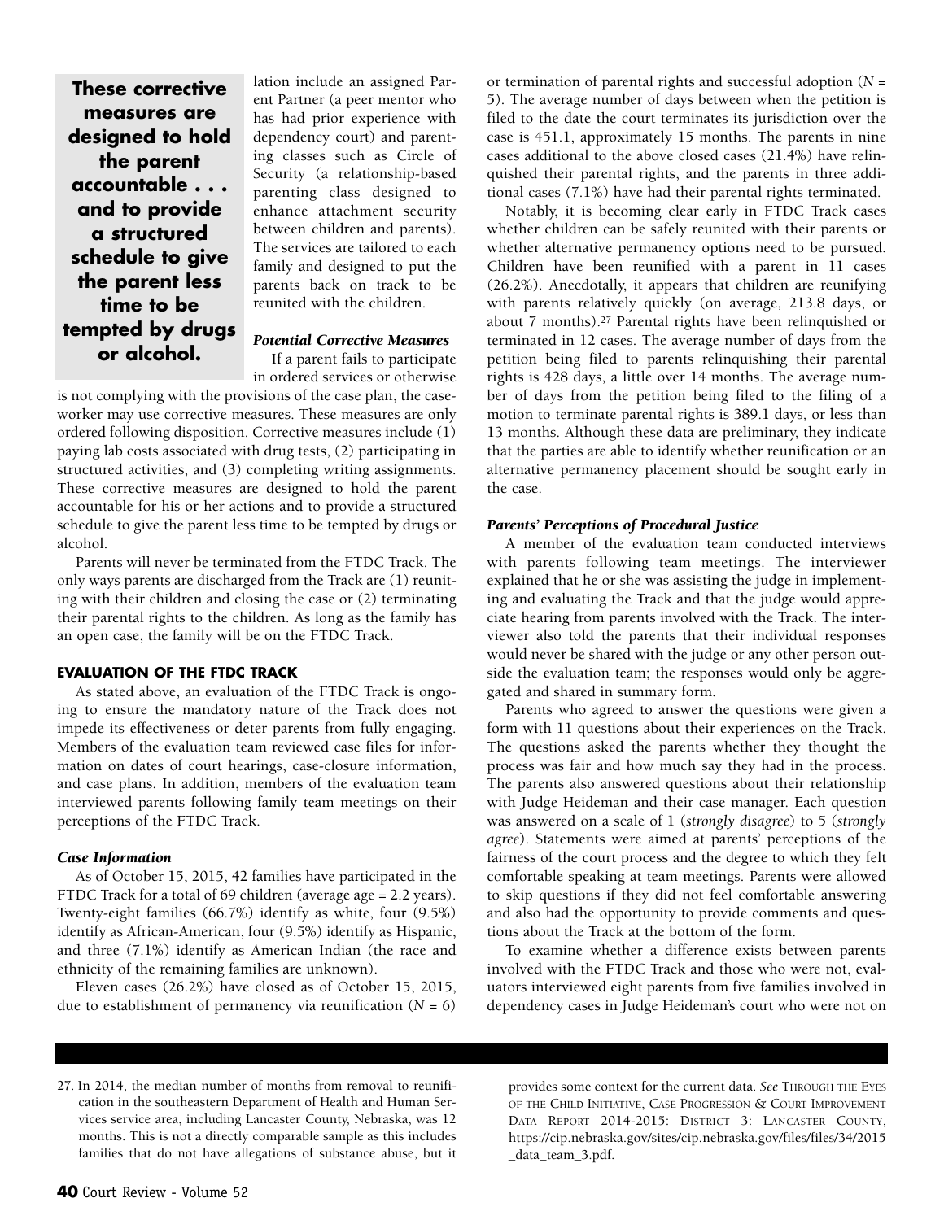lation include an assigned Parent Partner (a peer mentor who has had prior experience with dependency court) and parenting classes such as Circle of Security (a relationship-based parenting class designed to enhance attachment security between children and parents). The services are tailored to each family and designed to put the parents back on track to be reunited with the children.

**These corrective measures are designed to hold the parent accountable . . . and to provide a structured schedule to give the parent less time to be tempted by drugs or alcohol.**

#### *Potential Corrective Measures*

If a parent fails to participate in ordered services or otherwise is not complying with the provisions of the case plan, the caseworker may use corrective measures. These measures are only ordered following disposition. Corrective measures include (1) paying lab costs associated with drug tests, (2) participating in structured activities, and (3) completing writing assignments. These corrective measures are designed to hold the parent accountable for his or her actions and to provide a structured schedule to give the parent less time to be tempted by drugs or alcohol.

Parents will never be terminated from the FTDC Track. The only ways parents are discharged from the Track are (1) reuniting with their children and closing the case or (2) terminating their parental rights to the children. As long as the family has an open case, the family will be on the FTDC Track.

### EVALUATION OF THE FTDC TRACK

As stated above, an evaluation of the FTDC Track is ongoing to ensure the mandatory nature of the Track does not impede its effectiveness or deter parents from fully engaging. Members of the evaluation team reviewed case files for information on dates of court hearings, case-closure information, and case plans. In addition, members of the evaluation team interviewed parents following family team meetings on their perceptions of the FTDC Track.

#### *Case Information*

As of October 15, 2015, 42 families have participated in the FTDC Track for a total of 69 children (average age = 2.2 years). Twenty-eight families (66.7%) identify as white, four (9.5%) identify as African-American, four (9.5%) identify as Hispanic, and three (7.1%) identify as American Indian (the race and ethnicity of the remaining families are unknown).

Eleven cases (26.2%) have closed as of October 15, 2015, due to establishment of permanency via reunification ($N = 6$) or termination of parental rights and successful adoption ($N = 5$). The average number of days between when the petition is filed to the date the court terminates its jurisdiction over the case is 451.1, approximately 15 months. The parents in nine cases additional to the above closed cases (21.4%) have relinquished their parental rights, and the parents in three additional cases (7.1%) have had their parental rights terminated.

Notably, it is becoming clear early in FTDC Track cases whether children can be safely reunited with their parents or whether alternative permanency options need to be pursued. Children have been reunified with a parent in 11 cases (26.2%). Anecdotally, it appears that children are reunifying with parents relatively quickly (on average, 213.8 days, or about 7 months).[27] Parental rights have been relinquished or terminated in 12 cases. The average number of days from the petition being filed to parents relinquishing their parental rights is 428 days, a little over 14 months. The average number of days from the petition being filed to the filing of a motion to terminate parental rights is 389.1 days, or less than 13 months. Although these data are preliminary, they indicate that the parties are able to identify whether reunification or an alternative permanency placement should be sought early in the case.

#### *Parents' Perceptions of Procedural Justice*

A member of the evaluation team conducted interviews with parents following team meetings. The interviewer explained that he or she was assisting the judge in implementing and evaluating the Track and that the judge would appreciate hearing from parents involved with the Track. The interviewer also told the parents that their individual responses would never be shared with the judge or any other person outside the evaluation team; the responses would only be aggregated and shared in summary form.

Parents who agreed to answer the questions were given a form with 11 questions about their experiences on the Track. The questions asked the parents whether they thought the process was fair and how much say they had in the process. The parents also answered questions about their relationship with Judge Heideman and their case manager. Each question was answered on a scale of 1 (*strongly disagree*) to 5 (*strongly agree*). Statements were aimed at parents' perceptions of the fairness of the court process and the degree to which they felt comfortable speaking at team meetings. Parents were allowed to skip questions if they did not feel comfortable answering and also had the opportunity to provide comments and questions about the Track at the bottom of the form.

To examine whether a difference exists between parents involved with the FTDC Track and those who were not, evaluators interviewed eight parents from five families involved in dependency cases in Judge Heideman's court who were not on

---

27. In 2014, the median number of months from removal to reunification in the southeastern Department of Health and Human Services service area, including Lancaster County, Nebraska, was 12 months. This is not a directly comparable sample as this includes families that do not have allegations of substance abuse, but it provides some context for the current data. *See* THROUGH THE EYES OF THE CHILD INITIATIVE, CASE PROGRESSION & COURT IMPROVEMENT DATA REPORT 2014-2015: DISTRICT 3: LANCASTER COUNTY, https://cip.nebraska.gov/sites/cip.nebraska.gov/files/files/34/2015_data_team_3.pdf.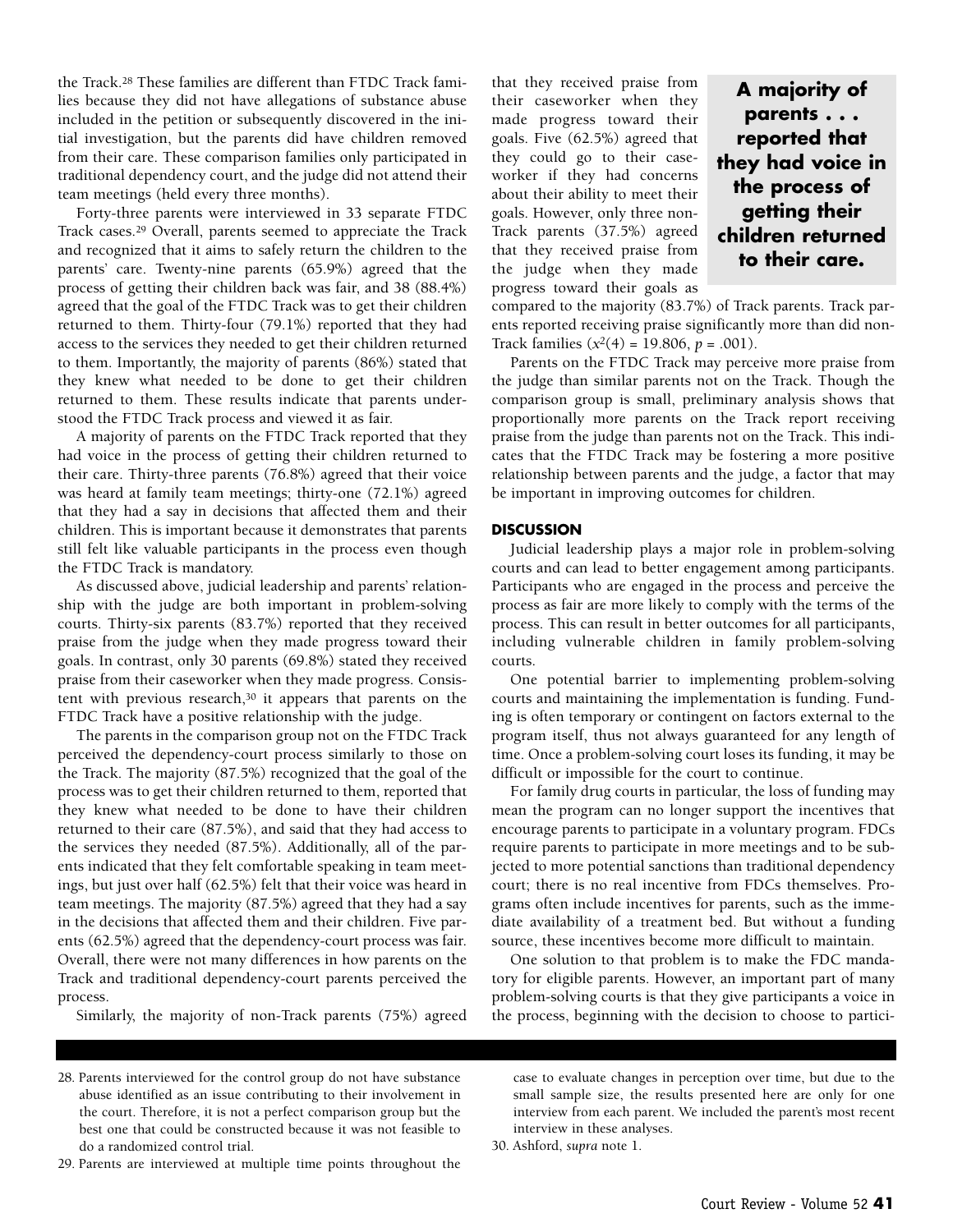the Track.[28] These families are different than FTDC Track families because they did not have allegations of substance abuse included in the petition or subsequently discovered in the initial investigation, but the parents did have children removed from their care. These comparison families only participated in traditional dependency court, and the judge did not attend their team meetings (held every three months).

Forty-three parents were interviewed in 33 separate FTDC Track cases.[29] Overall, parents seemed to appreciate the Track and recognized that it aims to safely return the children to the parents' care. Twenty-nine parents (65.9%) agreed that the process of getting their children back was fair, and 38 (88.4%) agreed that the goal of the FTDC Track was to get their children returned to them. Thirty-four (79.1%) reported that they had access to the services they needed to get their children returned to them. Importantly, the majority of parents (86%) stated that they knew what needed to be done to get their children returned to them. These results indicate that parents understood the FTDC Track process and viewed it as fair.

A majority of parents on the FTDC Track reported that they had voice in the process of getting their children returned to their care. Thirty-three parents (76.8%) agreed that their voice was heard at family team meetings; thirty-one (72.1%) agreed that they had a say in decisions that affected them and their children. This is important because it demonstrates that parents still felt like valuable participants in the process even though the FTDC Track is mandatory.

As discussed above, judicial leadership and parents' relationship with the judge are both important in problem-solving courts. Thirty-six parents (83.7%) reported that they received praise from the judge when they made progress toward their goals. In contrast, only 30 parents (69.8%) stated they received praise from their caseworker when they made progress. Consistent with previous research,[30] it appears that parents on the FTDC Track have a positive relationship with the judge.

The parents in the comparison group not on the FTDC Track perceived the dependency-court process similarly to those on the Track. The majority (87.5%) recognized that the goal of the process was to get their children returned to them, reported that they knew what needed to be done to have their children returned to their care (87.5%), and said that they had access to the services they needed (87.5%). Additionally, all of the parents indicated that they felt comfortable speaking in team meetings, but just over half (62.5%) felt that their voice was heard in team meetings. The majority (87.5%) agreed that they had a say in the decisions that affected them and their children. Five parents (62.5%) agreed that the dependency-court process was fair. Overall, there were not many differences in how parents on the Track and traditional dependency-court parents perceived the process.

Similarly, the majority of non-Track parents (75%) agreed that they received praise from their caseworker when they made progress toward their goals. Five (62.5%) agreed that they could go to their caseworker if they had concerns about their ability to meet their goals. However, only three non-Track parents (37.5%) agreed that they received praise from the judge when they made progress toward their goals as compared to the majority (83.7%) of Track parents. Track parents reported receiving praise significantly more than did non-Track families ($x^2(4) = 19.806$, $p = .001$).

**A majority of parents . . . reported that they had voice in the process of getting their children returned to their care.**

Parents on the FTDC Track may perceive more praise from the judge than similar parents not on the Track. Though the comparison group is small, preliminary analysis shows that proportionally more parents on the Track report receiving praise from the judge than parents not on the Track. This indicates that the FTDC Track may be fostering a more positive relationship between parents and the judge, a factor that may be important in improving outcomes for children.

## DISCUSSION

Judicial leadership plays a major role in problem-solving courts and can lead to better engagement among participants. Participants who are engaged in the process and perceive the process as fair are more likely to comply with the terms of the process. This can result in better outcomes for all participants, including vulnerable children in family problem-solving courts.

One potential barrier to implementing problem-solving courts and maintaining the implementation is funding. Funding is often temporary or contingent on factors external to the program itself, thus not always guaranteed for any length of time. Once a problem-solving court loses its funding, it may be difficult or impossible for the court to continue.

For family drug courts in particular, the loss of funding may mean the program can no longer support the incentives that encourage parents to participate in a voluntary program. FDCs require parents to participate in more meetings and to be subjected to more potential sanctions than traditional dependency court; there is no real incentive from FDCs themselves. Programs often include incentives for parents, such as the immediate availability of a treatment bed. But without a funding source, these incentives become more difficult to maintain.

One solution to that problem is to make the FDC mandatory for eligible parents. However, an important part of many problem-solving courts is that they give participants a voice in the process, beginning with the decision to choose to partici-

---

28. Parents interviewed for the control group do not have substance abuse identified as an issue contributing to their involvement in the court. Therefore, it is not a perfect comparison group but the best one that could be constructed because it was not feasible to do a randomized control trial.

29. Parents are interviewed at multiple time points throughout the case to evaluate changes in perception over time, but due to the small sample size, the results presented here are only for one interview from each parent. We included the parent's most recent interview in these analyses.

30. Ashford, *supra* note 1.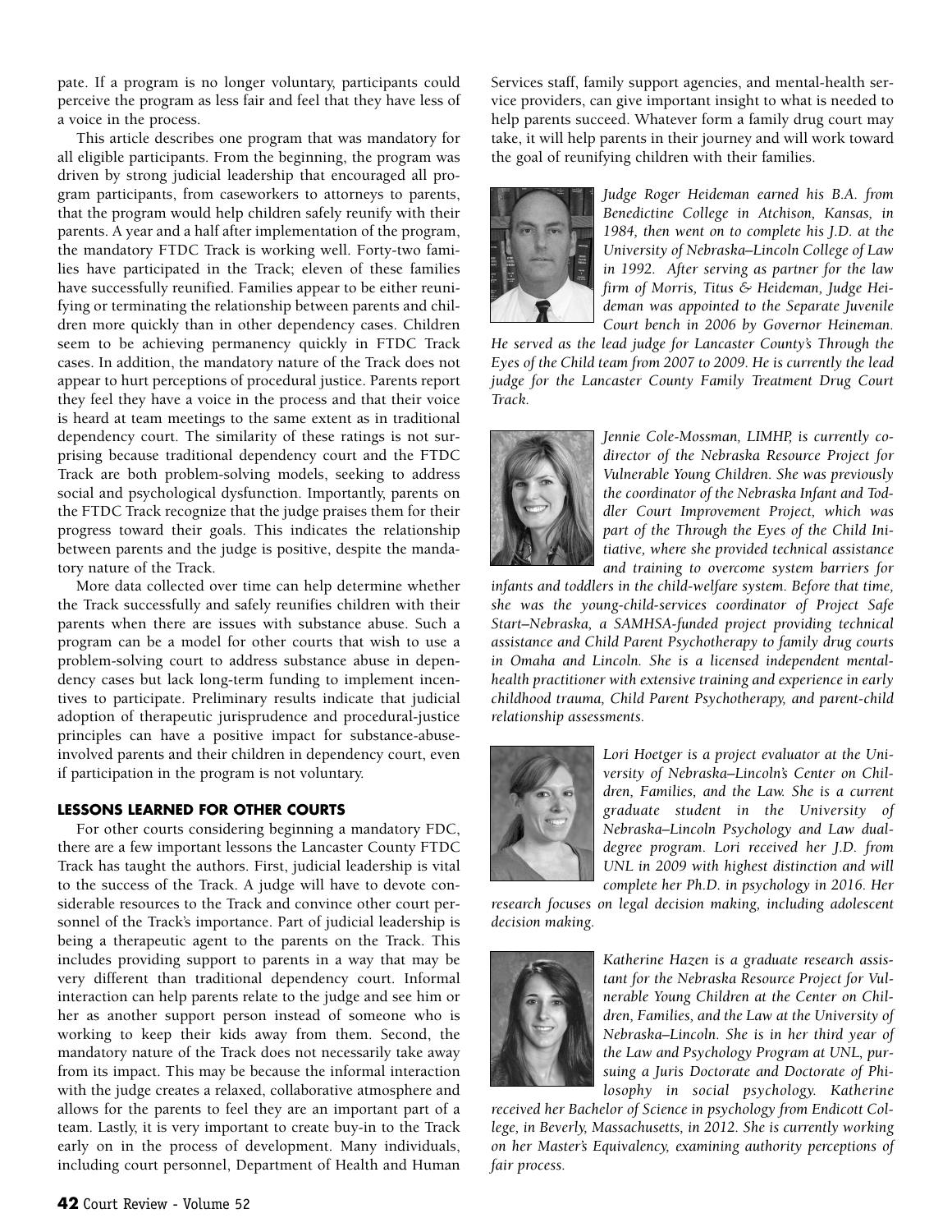pate. If a program is no longer voluntary, participants could perceive the program as less fair and feel that they have less of a voice in the process.

This article describes one program that was mandatory for all eligible participants. From the beginning, the program was driven by strong judicial leadership that encouraged all program participants, from caseworkers to attorneys to parents, that the program would help children safely reunify with their parents. A year and a half after implementation of the program, the mandatory FTDC Track is working well. Forty-two families have participated in the Track; eleven of these families have successfully reunified. Families appear to be either reunifying or terminating the relationship between parents and children more quickly than in other dependency cases. Children seem to be achieving permanency quickly in FTDC Track cases. In addition, the mandatory nature of the Track does not appear to hurt perceptions of procedural justice. Parents report they feel they have a voice in the process and that their voice is heard at team meetings to the same extent as in traditional dependency court. The similarity of these ratings is not surprising because traditional dependency court and the FTDC Track are both problem-solving models, seeking to address social and psychological dysfunction. Importantly, parents on the FTDC Track recognize that the judge praises them for their progress toward their goals. This indicates the relationship between parents and the judge is positive, despite the mandatory nature of the Track.

More data collected over time can help determine whether the Track successfully and safely reunifies children with their parents when there are issues with substance abuse. Such a program can be a model for other courts that wish to use a problem-solving court to address substance abuse in dependency cases but lack long-term funding to implement incentives to participate. Preliminary results indicate that judicial adoption of therapeutic jurisprudence and procedural-justice principles can have a positive impact for substance-abuse-involved parents and their children in dependency court, even if participation in the program is not voluntary.

## LESSONS LEARNED FOR OTHER COURTS

For other courts considering beginning a mandatory FDC, there are a few important lessons the Lancaster County FTDC Track has taught the authors. First, judicial leadership is vital to the success of the Track. A judge will have to devote considerable resources to the Track and convince other court personnel of the Track's importance. Part of judicial leadership is being a therapeutic agent to the parents on the Track. This includes providing support to parents in a way that may be very different than traditional dependency court. Informal interaction can help parents relate to the judge and see him or her as another support person instead of someone who is working to keep their kids away from them. Second, the mandatory nature of the Track does not necessarily take away from its impact. This may be because the informal interaction with the judge creates a relaxed, collaborative atmosphere and allows for the parents to feel they are an important part of a team. Lastly, it is very important to create buy-in to the Track early on in the process of development. Many individuals, including court personnel, Department of Health and Human Services staff, family support agencies, and mental-health service providers, can give important insight to what is needed to help parents succeed. Whatever form a family drug court may take, it will help parents in their journey and will work toward the goal of reunifying children with their families.

*Judge Roger Heideman earned his B.A. from Benedictine College in Atchison, Kansas, in 1984, then went on to complete his J.D. at the University of Nebraska–Lincoln College of Law in 1992. After serving as partner for the law firm of Morris, Titus & Heideman, Judge Heideman was appointed to the Separate Juvenile Court bench in 2006 by Governor Heineman. He served as the lead judge for Lancaster County's Through the Eyes of the Child team from 2007 to 2009. He is currently the lead judge for the Lancaster County Family Treatment Drug Court Track.*

*Jennie Cole-Mossman, LIMHP, is currently co-director of the Nebraska Resource Project for Vulnerable Young Children. She was previously the coordinator of the Nebraska Infant and Toddler Court Improvement Project, which was part of the Through the Eyes of the Child Initiative, where she provided technical assistance and training to overcome system barriers for infants and toddlers in the child-welfare system. Before that time, she was the young-child-services coordinator of Project Safe Start–Nebraska, a SAMHSA-funded project providing technical assistance and Child Parent Psychotherapy to family drug courts in Omaha and Lincoln. She is a licensed independent mental-health practitioner with extensive training and experience in early childhood trauma, Child Parent Psychotherapy, and parent-child relationship assessments.*

*Lori Hoetger is a project evaluator at the University of Nebraska–Lincoln's Center on Children, Families, and the Law. She is a current graduate student in the University of Nebraska–Lincoln Psychology and Law dual-degree program. Lori received her J.D. from UNL in 2009 with highest distinction and will complete her Ph.D. in psychology in 2016. Her research focuses on legal decision making, including adolescent decision making.*

*Katherine Hazen is a graduate research assistant for the Nebraska Resource Project for Vulnerable Young Children at the Center on Children, Families, and the Law at the University of Nebraska–Lincoln. She is in her third year of the Law and Psychology Program at UNL, pursuing a Juris Doctorate and Doctorate of Philosophy in social psychology. Katherine received her Bachelor of Science in psychology from Endicott College, in Beverly, Massachusetts, in 2012. She is currently working on her Master's Equivalency, examining authority perceptions of fair process.*